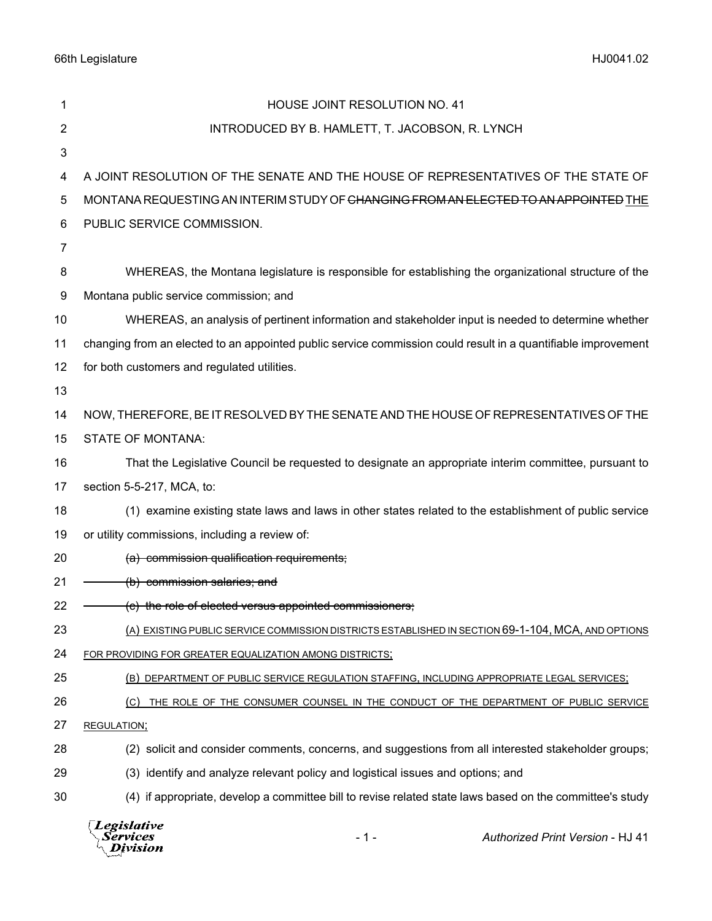HOUSE JOINT RESOLUTION NO. 41

INTRODUCED BY B. HAMLETT, T. JACOBSON, R. LYNCH

A JOINT RESOLUTION OF THE SENATE AND THE HOUSE OF REPRESENTATIVES OF THE STATE OF MONTANA REQUESTING AN INTERIM STUDY OF ~~CHANGING FROM AN ELECTED TO AN APPOINTED~~ THE PUBLIC SERVICE COMMISSION.

WHEREAS, the Montana legislature is responsible for establishing the organizational structure of the Montana public service commission; and

WHEREAS, an analysis of pertinent information and stakeholder input is needed to determine whether changing from an elected to an appointed public service commission could result in a quantifiable improvement for both customers and regulated utilities.

NOW, THEREFORE, BE IT RESOLVED BY THE SENATE AND THE HOUSE OF REPRESENTATIVES OF THE STATE OF MONTANA:

That the Legislative Council be requested to designate an appropriate interim committee, pursuant to section 5-5-217, MCA, to:

(1) examine existing state laws and laws in other states related to the establishment of public service or utility commissions, including a review of:

~~(a) commission qualification requirements;~~

~~(b) commission salaries; and~~

~~(c) the role of elected versus appointed commissioners;~~

(A) EXISTING PUBLIC SERVICE COMMISSION DISTRICTS ESTABLISHED IN SECTION 69-1-104, MCA, AND OPTIONS FOR PROVIDING FOR GREATER EQUALIZATION AMONG DISTRICTS;

(B) DEPARTMENT OF PUBLIC SERVICE REGULATION STAFFING, INCLUDING APPROPRIATE LEGAL SERVICES;

(C) THE ROLE OF THE CONSUMER COUNSEL IN THE CONDUCT OF THE DEPARTMENT OF PUBLIC SERVICE REGULATION;

(2) solicit and consider comments, concerns, and suggestions from all interested stakeholder groups;

(3) identify and analyze relevant policy and logistical issues and options; and

(4) if appropriate, develop a committee bill to revise related state laws based on the committee's study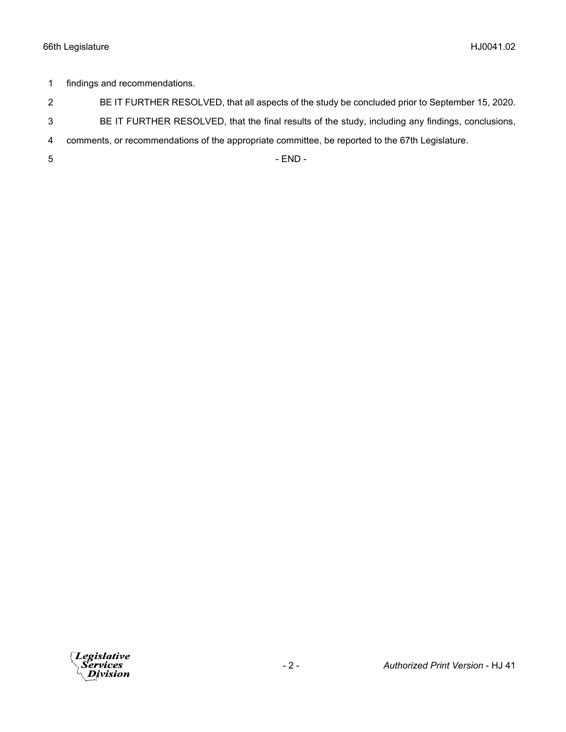findings and recommendations.

BE IT FURTHER RESOLVED, that all aspects of the study be concluded prior to September 15, 2020.

BE IT FURTHER RESOLVED, that the final results of the study, including any findings, conclusions, comments, or recommendations of the appropriate committee, be reported to the 67th Legislature.

- END -